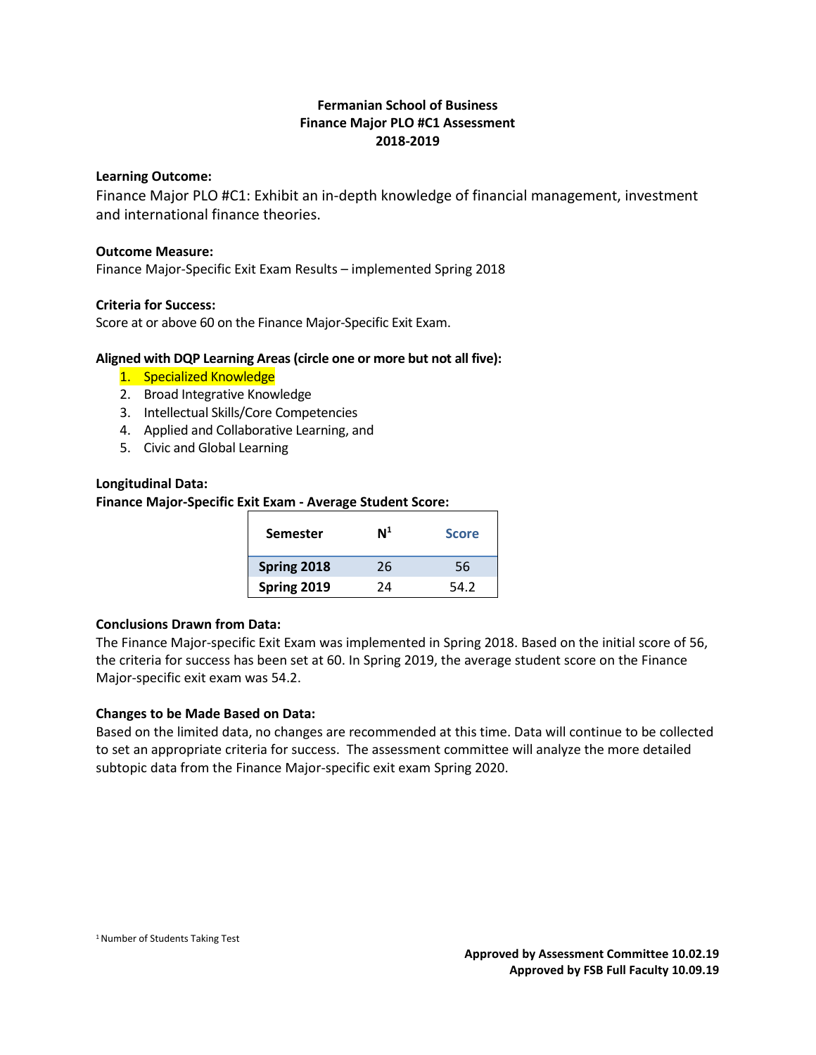# Fermanian School of Business
## Finance Major PLO #C1 Assessment
## 2018-2019

**Learning Outcome:**

Finance Major PLO #C1: Exhibit an in-depth knowledge of financial management, investment and international finance theories.

**Outcome Measure:**

Finance Major-Specific Exit Exam Results – implemented Spring 2018

**Criteria for Success:**

Score at or above 60 on the Finance Major-Specific Exit Exam.

**Aligned with DQP Learning Areas (circle one or more but not all five):**

1. Specialized Knowledge
2. Broad Integrative Knowledge
3. Intellectual Skills/Core Competencies
4. Applied and Collaborative Learning, and
5. Civic and Global Learning

**Longitudinal Data:**

**Finance Major-Specific Exit Exam - Average Student Score:**

| Semester | N[1] | Score |
|---|---|---|
| **Spring 2018** | 26 | 56 |
| **Spring 2019** | 24 | 54.2 |

**Conclusions Drawn from Data:**

The Finance Major-specific Exit Exam was implemented in Spring 2018. Based on the initial score of 56, the criteria for success has been set at 60. In Spring 2019, the average student score on the Finance Major-specific exit exam was 54.2.

**Changes to be Made Based on Data:**

Based on the limited data, no changes are recommended at this time. Data will continue to be collected to set an appropriate criteria for success. The assessment committee will analyze the more detailed subtopic data from the Finance Major-specific exit exam Spring 2020.

[1] Number of Students Taking Test

**Approved by Assessment Committee 10.02.19**
**Approved by FSB Full Faculty 10.09.19**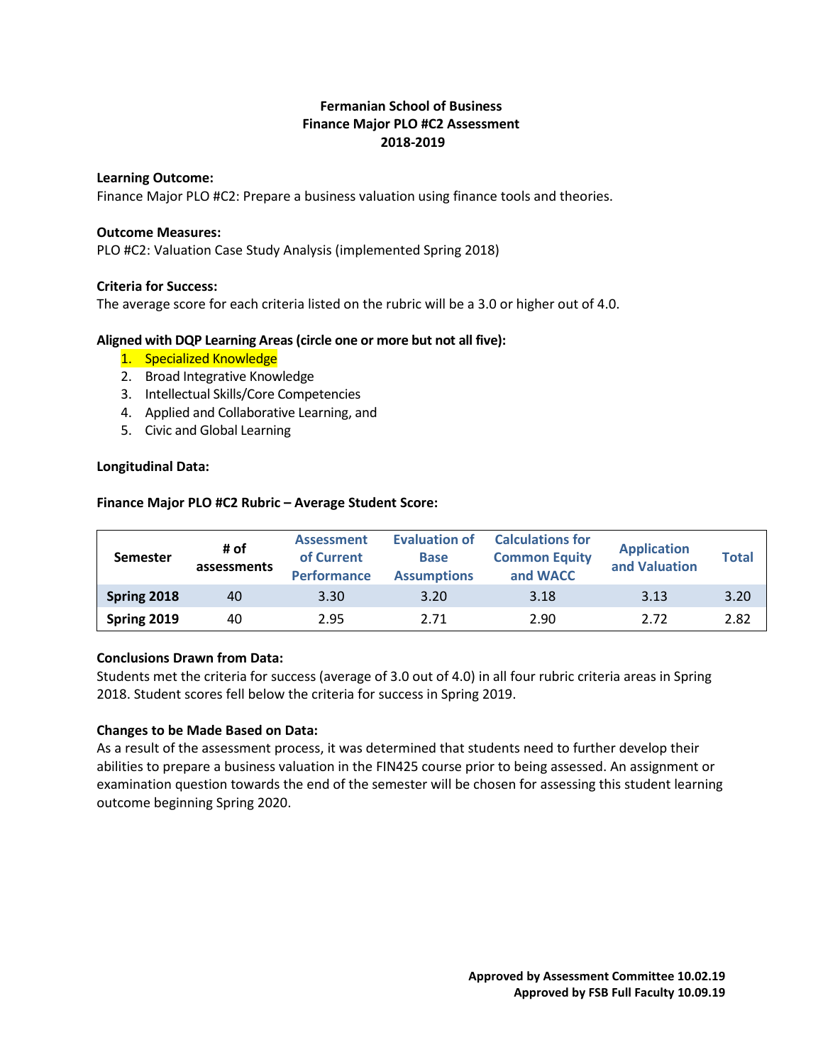**Fermanian School of Business**
**Finance Major PLO #C2 Assessment**
**2018-2019**

**Learning Outcome:**
Finance Major PLO #C2: Prepare a business valuation using finance tools and theories.

**Outcome Measures:**
PLO #C2: Valuation Case Study Analysis (implemented Spring 2018)

**Criteria for Success:**
The average score for each criteria listed on the rubric will be a 3.0 or higher out of 4.0.

**Aligned with DQP Learning Areas (circle one or more but not all five):**

1. Specialized Knowledge
2. Broad Integrative Knowledge
3. Intellectual Skills/Core Competencies
4. Applied and Collaborative Learning, and
5. Civic and Global Learning

**Longitudinal Data:**

**Finance Major PLO #C2 Rubric – Average Student Score:**

| Semester | # of assessments | Assessment of Current Performance | Evaluation of Base Assumptions | Calculations for Common Equity and WACC | Application and Valuation | Total |
|---|---|---|---|---|---|---|
| **Spring 2018** | 40 | 3.30 | 3.20 | 3.18 | 3.13 | 3.20 |
| **Spring 2019** | 40 | 2.95 | 2.71 | 2.90 | 2.72 | 2.82 |

**Conclusions Drawn from Data:**
Students met the criteria for success (average of 3.0 out of 4.0) in all four rubric criteria areas in Spring 2018. Student scores fell below the criteria for success in Spring 2019.

**Changes to be Made Based on Data:**
As a result of the assessment process, it was determined that students need to further develop their abilities to prepare a business valuation in the FIN425 course prior to being assessed. An assignment or examination question towards the end of the semester will be chosen for assessing this student learning outcome beginning Spring 2020.

**Approved by Assessment Committee 10.02.19**
**Approved by FSB Full Faculty 10.09.19**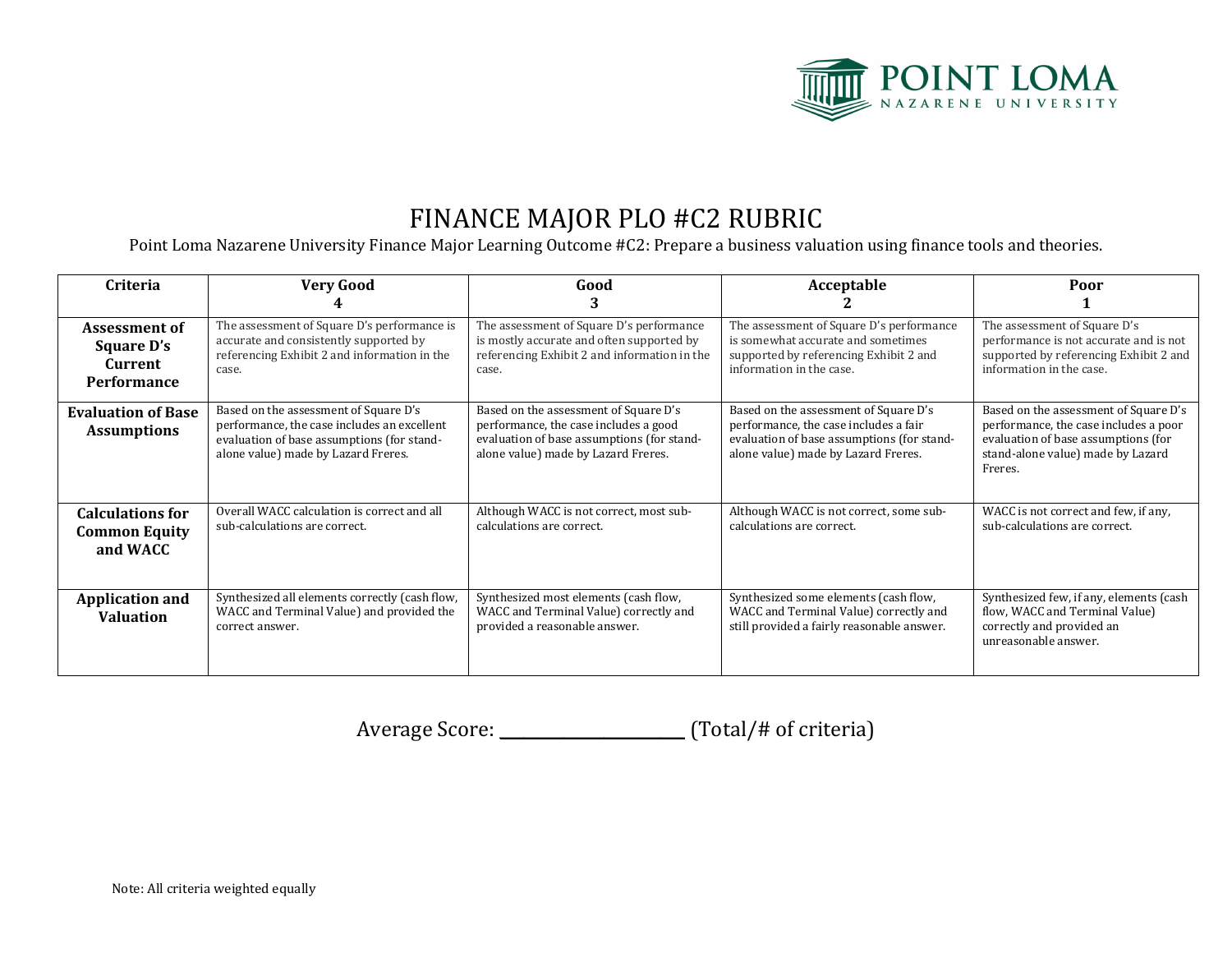# FINANCE MAJOR PLO #C2 RUBRIC

Point Loma Nazarene University Finance Major Learning Outcome #C2: Prepare a business valuation using finance tools and theories.

| Criteria | Very Good 4 | Good 3 | Acceptable 2 | Poor 1 |
|---|---|---|---|---|
| **Assessment of Square D's Current Performance** | The assessment of Square D's performance is accurate and consistently supported by referencing Exhibit 2 and information in the case. | The assessment of Square D's performance is mostly accurate and often supported by referencing Exhibit 2 and information in the case. | The assessment of Square D's performance is somewhat accurate and sometimes supported by referencing Exhibit 2 and information in the case. | The assessment of Square D's performance is not accurate and is not supported by referencing Exhibit 2 and information in the case. |
| **Evaluation of Base Assumptions** | Based on the assessment of Square D's performance, the case includes an excellent evaluation of base assumptions (for stand-alone value) made by Lazard Freres. | Based on the assessment of Square D's performance, the case includes a good evaluation of base assumptions (for stand-alone value) made by Lazard Freres. | Based on the assessment of Square D's performance, the case includes a fair evaluation of base assumptions (for stand-alone value) made by Lazard Freres. | Based on the assessment of Square D's performance, the case includes a poor evaluation of base assumptions (for stand-alone value) made by Lazard Freres. |
| **Calculations for Common Equity and WACC** | Overall WACC calculation is correct and all sub-calculations are correct. | Although WACC is not correct, most sub-calculations are correct. | Although WACC is not correct, some sub-calculations are correct. | WACC is not correct and few, if any, sub-calculations are correct. |
| **Application and Valuation** | Synthesized all elements correctly (cash flow, WACC and Terminal Value) and provided the correct answer. | Synthesized most elements (cash flow, WACC and Terminal Value) correctly and provided a reasonable answer. | Synthesized some elements (cash flow, WACC and Terminal Value) correctly and still provided a fairly reasonable answer. | Synthesized few, if any, elements (cash flow, WACC and Terminal Value) correctly and provided an unreasonable answer. |

Average Score: ______________________ (Total/# of criteria)

Note: All criteria weighted equally